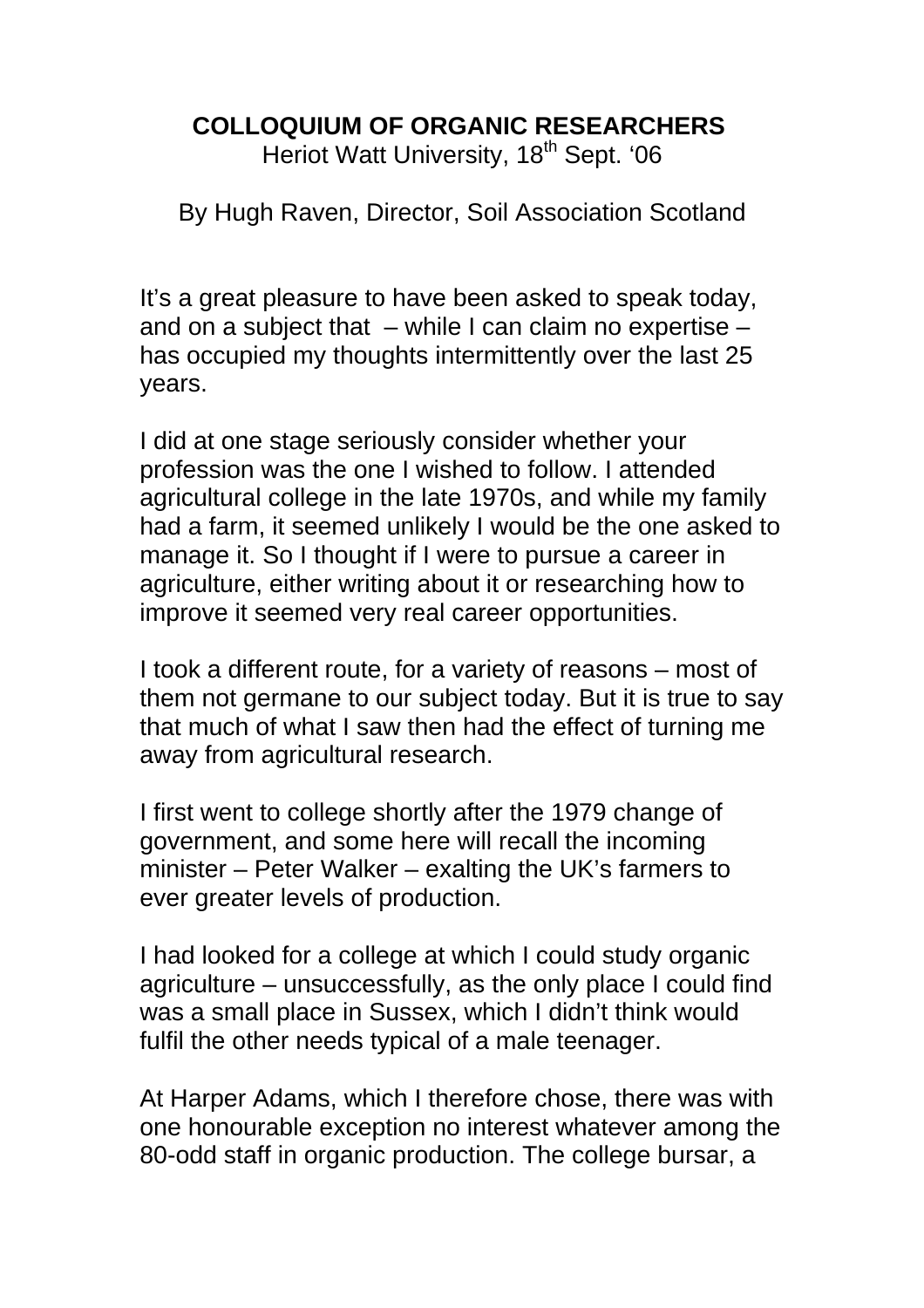# COLLOQUIUM OF ORGANIC RESEARCHERS

Heriot Watt University, 18th Sept. '06

By Hugh Raven, Director, Soil Association Scotland

It's a great pleasure to have been asked to speak today, and on a subject that – while I can claim no expertise – has occupied my thoughts intermittently over the last 25 years.

I did at one stage seriously consider whether your profession was the one I wished to follow. I attended agricultural college in the late 1970s, and while my family had a farm, it seemed unlikely I would be the one asked to manage it. So I thought if I were to pursue a career in agriculture, either writing about it or researching how to improve it seemed very real career opportunities.

I took a different route, for a variety of reasons – most of them not germane to our subject today. But it is true to say that much of what I saw then had the effect of turning me away from agricultural research.

I first went to college shortly after the 1979 change of government, and some here will recall the incoming minister – Peter Walker – exalting the UK's farmers to ever greater levels of production.

I had looked for a college at which I could study organic agriculture – unsuccessfully, as the only place I could find was a small place in Sussex, which I didn't think would fulfil the other needs typical of a male teenager.

At Harper Adams, which I therefore chose, there was with one honourable exception no interest whatever among the 80-odd staff in organic production. The college bursar, a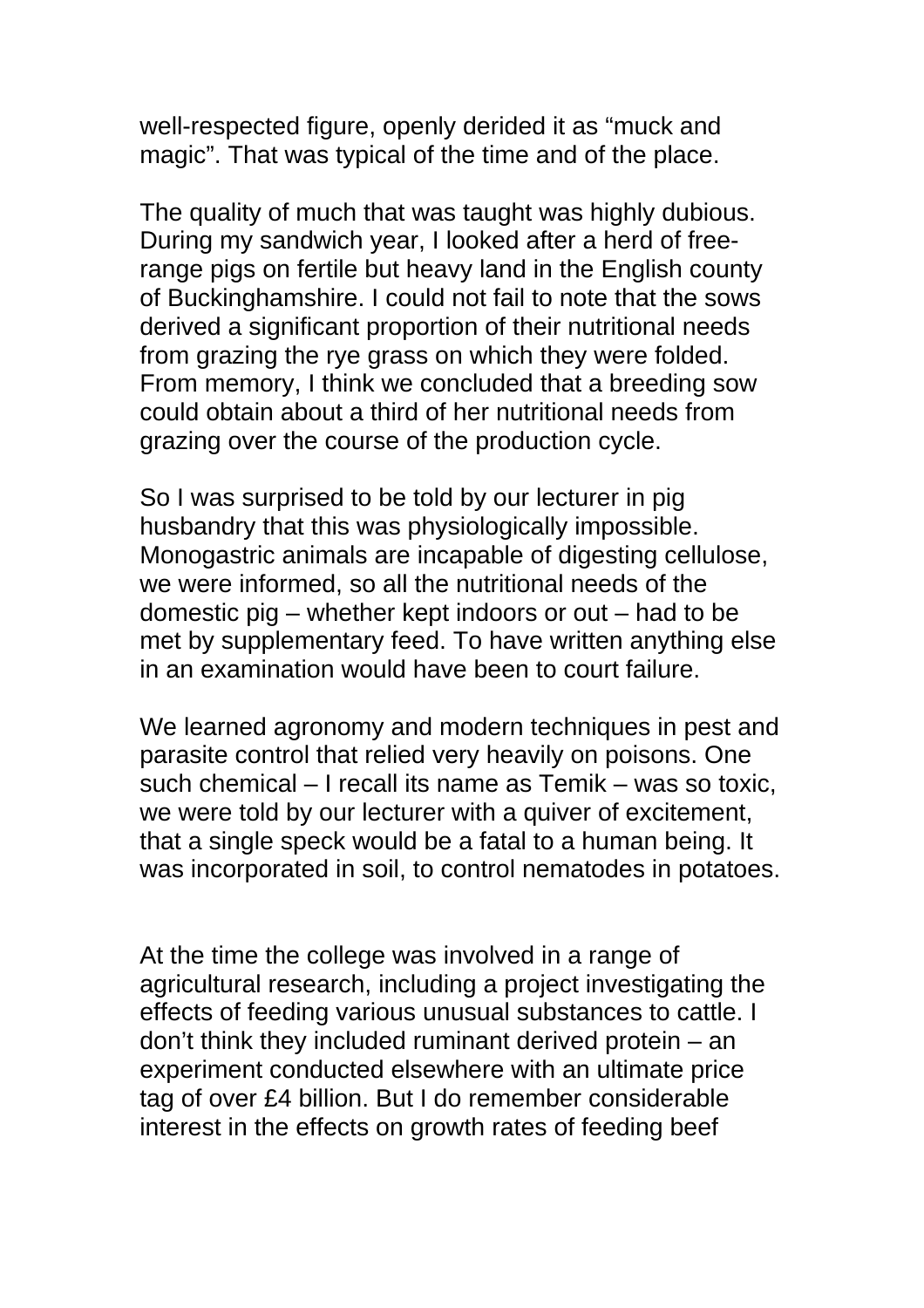well-respected figure, openly derided it as “muck and magic”. That was typical of the time and of the place.

The quality of much that was taught was highly dubious. During my sandwich year, I looked after a herd of free-range pigs on fertile but heavy land in the English county of Buckinghamshire. I could not fail to note that the sows derived a significant proportion of their nutritional needs from grazing the rye grass on which they were folded. From memory, I think we concluded that a breeding sow could obtain about a third of her nutritional needs from grazing over the course of the production cycle.

So I was surprised to be told by our lecturer in pig husbandry that this was physiologically impossible. Monogastric animals are incapable of digesting cellulose, we were informed, so all the nutritional needs of the domestic pig – whether kept indoors or out – had to be met by supplementary feed. To have written anything else in an examination would have been to court failure.

We learned agronomy and modern techniques in pest and parasite control that relied very heavily on poisons. One such chemical – I recall its name as Temik – was so toxic, we were told by our lecturer with a quiver of excitement, that a single speck would be a fatal to a human being. It was incorporated in soil, to control nematodes in potatoes.

At the time the college was involved in a range of agricultural research, including a project investigating the effects of feeding various unusual substances to cattle. I don’t think they included ruminant derived protein – an experiment conducted elsewhere with an ultimate price tag of over £4 billion. But I do remember considerable interest in the effects on growth rates of feeding beef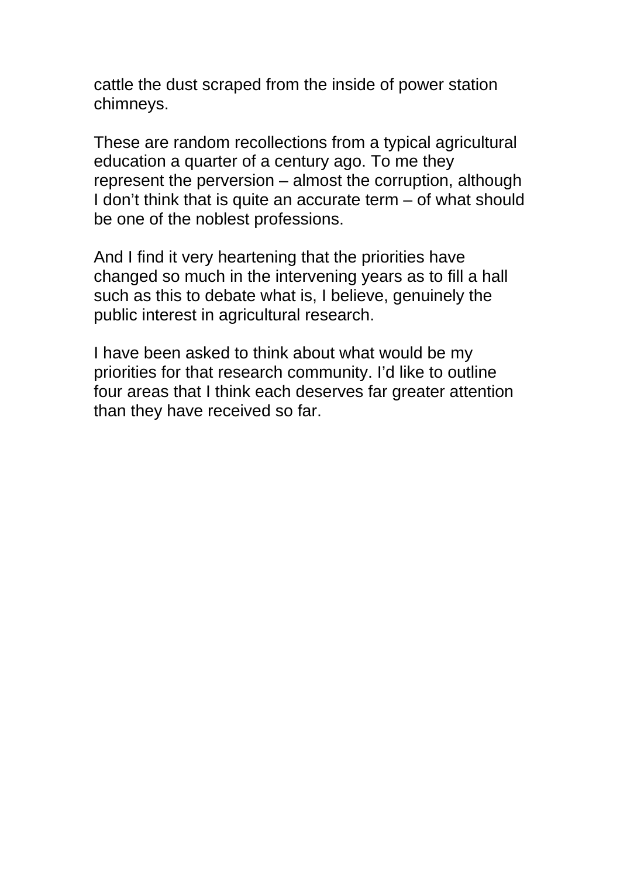cattle the dust scraped from the inside of power station chimneys.

These are random recollections from a typical agricultural education a quarter of a century ago. To me they represent the perversion – almost the corruption, although I don't think that is quite an accurate term – of what should be one of the noblest professions.

And I find it very heartening that the priorities have changed so much in the intervening years as to fill a hall such as this to debate what is, I believe, genuinely the public interest in agricultural research.

I have been asked to think about what would be my priorities for that research community. I'd like to outline four areas that I think each deserves far greater attention than they have received so far.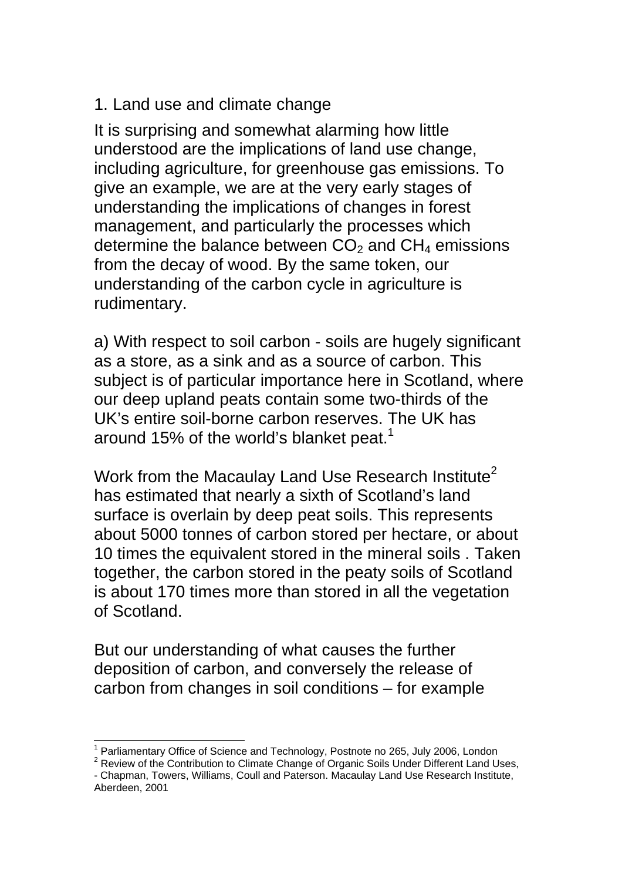## 1. Land use and climate change

It is surprising and somewhat alarming how little understood are the implications of land use change, including agriculture, for greenhouse gas emissions. To give an example, we are at the very early stages of understanding the implications of changes in forest management, and particularly the processes which determine the balance between $CO_2$ and $CH_4$ emissions from the decay of wood. By the same token, our understanding of the carbon cycle in agriculture is rudimentary.

a) With respect to soil carbon - soils are hugely significant as a store, as a sink and as a source of carbon. This subject is of particular importance here in Scotland, where our deep upland peats contain some two-thirds of the UK's entire soil-borne carbon reserves. The UK has around 15% of the world's blanket peat.[1]

Work from the Macaulay Land Use Research Institute[2] has estimated that nearly a sixth of Scotland's land surface is overlain by deep peat soils. This represents about 5000 tonnes of carbon stored per hectare, or about 10 times the equivalent stored in the mineral soils . Taken together, the carbon stored in the peaty soils of Scotland is about 170 times more than stored in all the vegetation of Scotland.

But our understanding of what causes the further deposition of carbon, and conversely the release of carbon from changes in soil conditions – for example

---

[1] Parliamentary Office of Science and Technology, Postnote no 265, July 2006, London

[2] Review of the Contribution to Climate Change of Organic Soils Under Different Land Uses, - Chapman, Towers, Williams, Coull and Paterson. Macaulay Land Use Research Institute, Aberdeen, 2001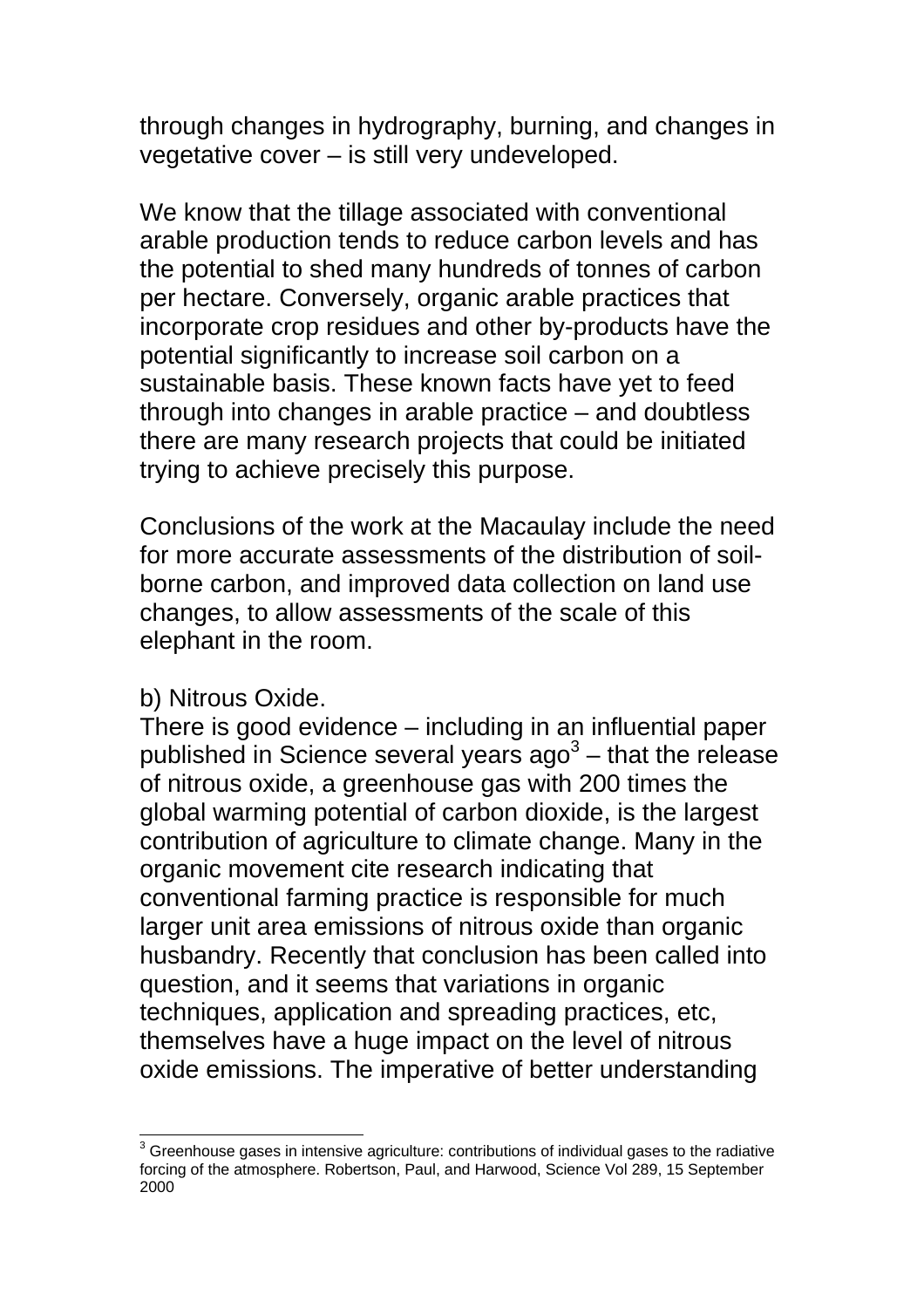through changes in hydrography, burning, and changes in vegetative cover – is still very undeveloped.

We know that the tillage associated with conventional arable production tends to reduce carbon levels and has the potential to shed many hundreds of tonnes of carbon per hectare. Conversely, organic arable practices that incorporate crop residues and other by-products have the potential significantly to increase soil carbon on a sustainable basis. These known facts have yet to feed through into changes in arable practice – and doubtless there are many research projects that could be initiated trying to achieve precisely this purpose.

Conclusions of the work at the Macaulay include the need for more accurate assessments of the distribution of soil-borne carbon, and improved data collection on land use changes, to allow assessments of the scale of this elephant in the room.

b) Nitrous Oxide.

There is good evidence – including in an influential paper published in Science several years ago[3] – that the release of nitrous oxide, a greenhouse gas with 200 times the global warming potential of carbon dioxide, is the largest contribution of agriculture to climate change. Many in the organic movement cite research indicating that conventional farming practice is responsible for much larger unit area emissions of nitrous oxide than organic husbandry. Recently that conclusion has been called into question, and it seems that variations in organic techniques, application and spreading practices, etc, themselves have a huge impact on the level of nitrous oxide emissions. The imperative of better understanding

[3] Greenhouse gases in intensive agriculture: contributions of individual gases to the radiative forcing of the atmosphere. Robertson, Paul, and Harwood, Science Vol 289, 15 September 2000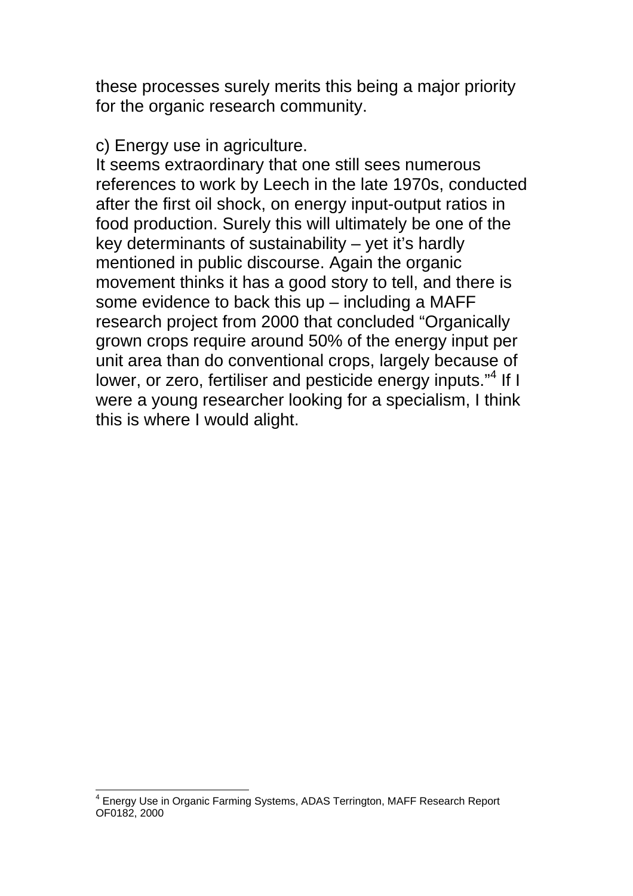these processes surely merits this being a major priority for the organic research community.

c) Energy use in agriculture.

It seems extraordinary that one still sees numerous references to work by Leech in the late 1970s, conducted after the first oil shock, on energy input-output ratios in food production. Surely this will ultimately be one of the key determinants of sustainability – yet it's hardly mentioned in public discourse. Again the organic movement thinks it has a good story to tell, and there is some evidence to back this up – including a MAFF research project from 2000 that concluded "Organically grown crops require around 50% of the energy input per unit area than do conventional crops, largely because of lower, or zero, fertiliser and pesticide energy inputs."[4] If I were a young researcher looking for a specialism, I think this is where I would alight.

[4] Energy Use in Organic Farming Systems, ADAS Terrington, MAFF Research Report OF0182, 2000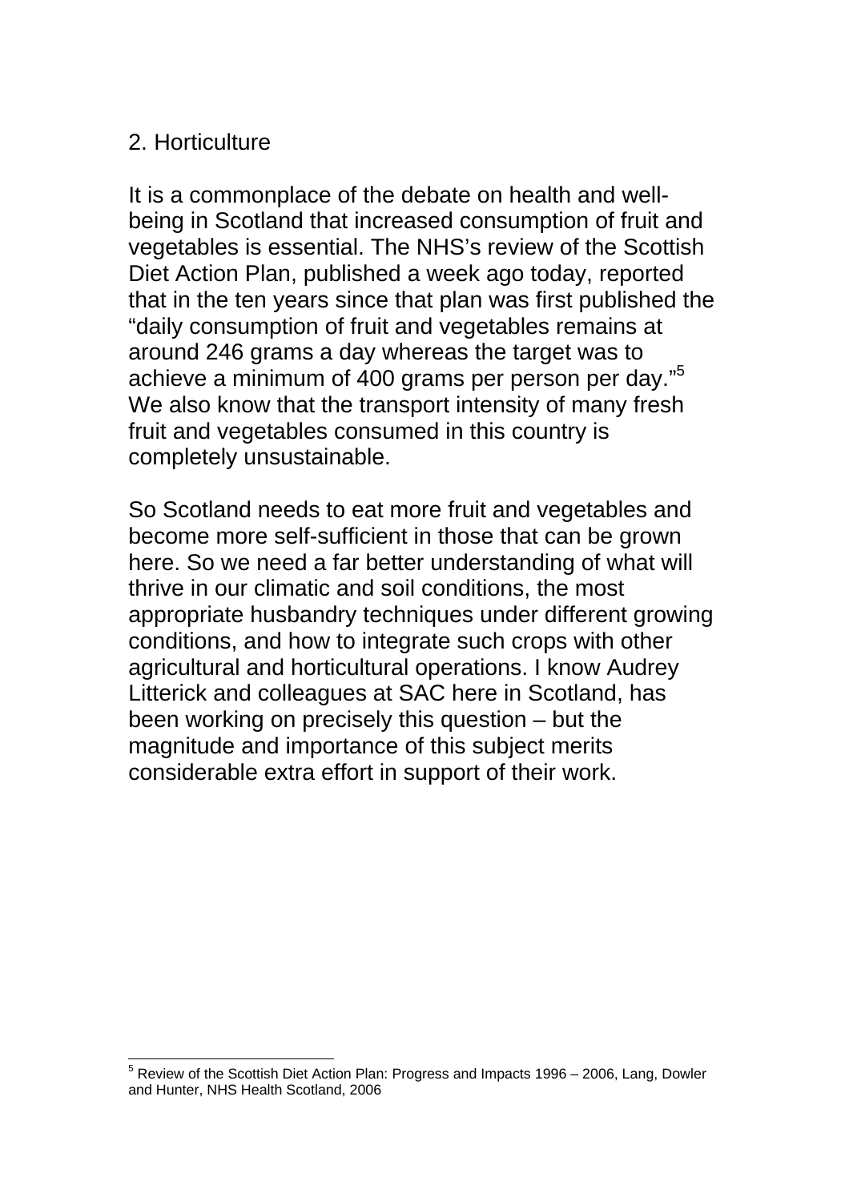## 2. Horticulture

It is a commonplace of the debate on health and well-being in Scotland that increased consumption of fruit and vegetables is essential. The NHS's review of the Scottish Diet Action Plan, published a week ago today, reported that in the ten years since that plan was first published the "daily consumption of fruit and vegetables remains at around 246 grams a day whereas the target was to achieve a minimum of 400 grams per person per day."[5] We also know that the transport intensity of many fresh fruit and vegetables consumed in this country is completely unsustainable.

So Scotland needs to eat more fruit and vegetables and become more self-sufficient in those that can be grown here. So we need a far better understanding of what will thrive in our climatic and soil conditions, the most appropriate husbandry techniques under different growing conditions, and how to integrate such crops with other agricultural and horticultural operations. I know Audrey Litterick and colleagues at SAC here in Scotland, has been working on precisely this question – but the magnitude and importance of this subject merits considerable extra effort in support of their work.

---

[5] Review of the Scottish Diet Action Plan: Progress and Impacts 1996 – 2006, Lang, Dowler and Hunter, NHS Health Scotland, 2006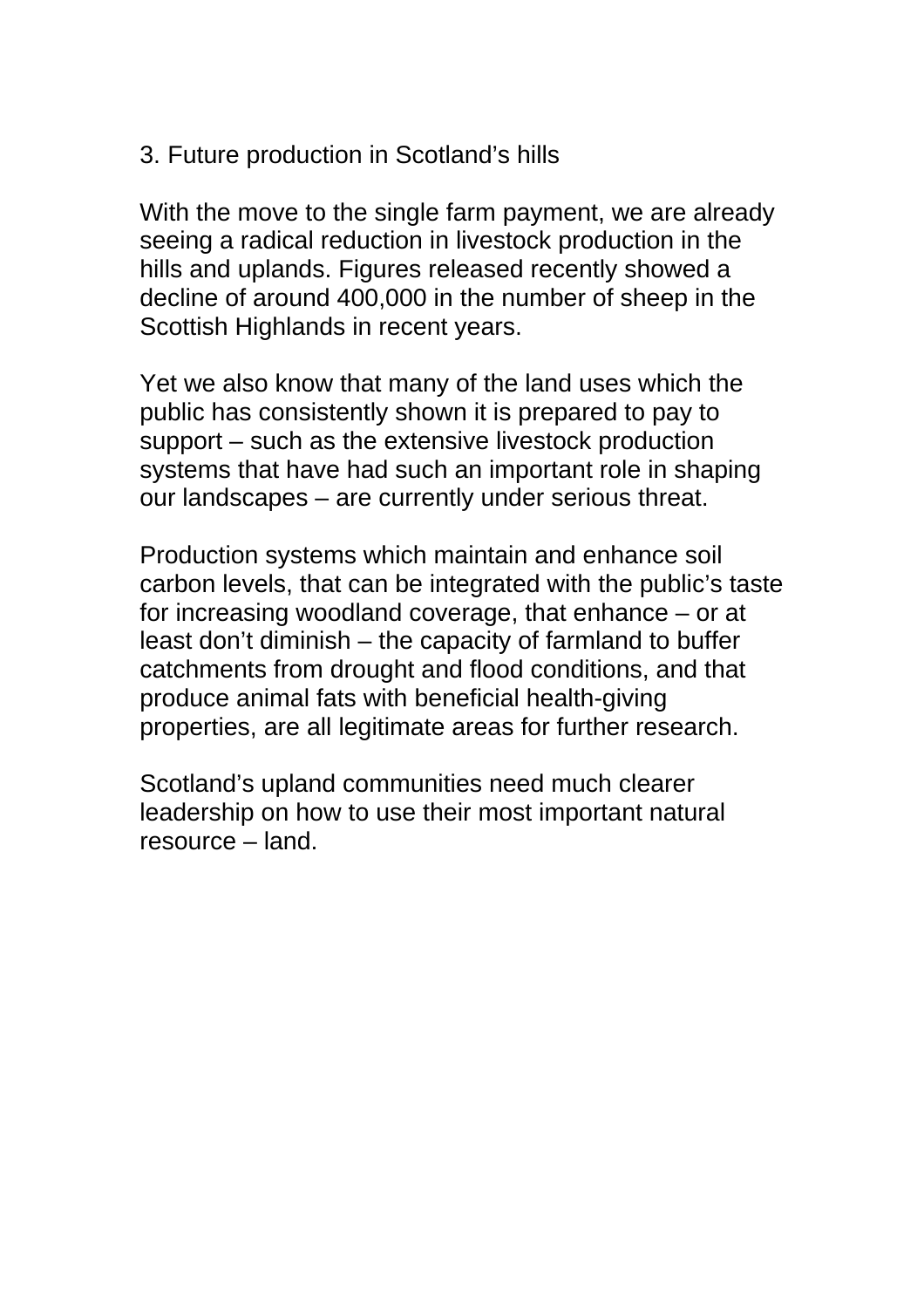## 3. Future production in Scotland’s hills

With the move to the single farm payment, we are already seeing a radical reduction in livestock production in the hills and uplands. Figures released recently showed a decline of around 400,000 in the number of sheep in the Scottish Highlands in recent years.

Yet we also know that many of the land uses which the public has consistently shown it is prepared to pay to support – such as the extensive livestock production systems that have had such an important role in shaping our landscapes – are currently under serious threat.

Production systems which maintain and enhance soil carbon levels, that can be integrated with the public’s taste for increasing woodland coverage, that enhance – or at least don’t diminish – the capacity of farmland to buffer catchments from drought and flood conditions, and that produce animal fats with beneficial health-giving properties, are all legitimate areas for further research.

Scotland’s upland communities need much clearer leadership on how to use their most important natural resource – land.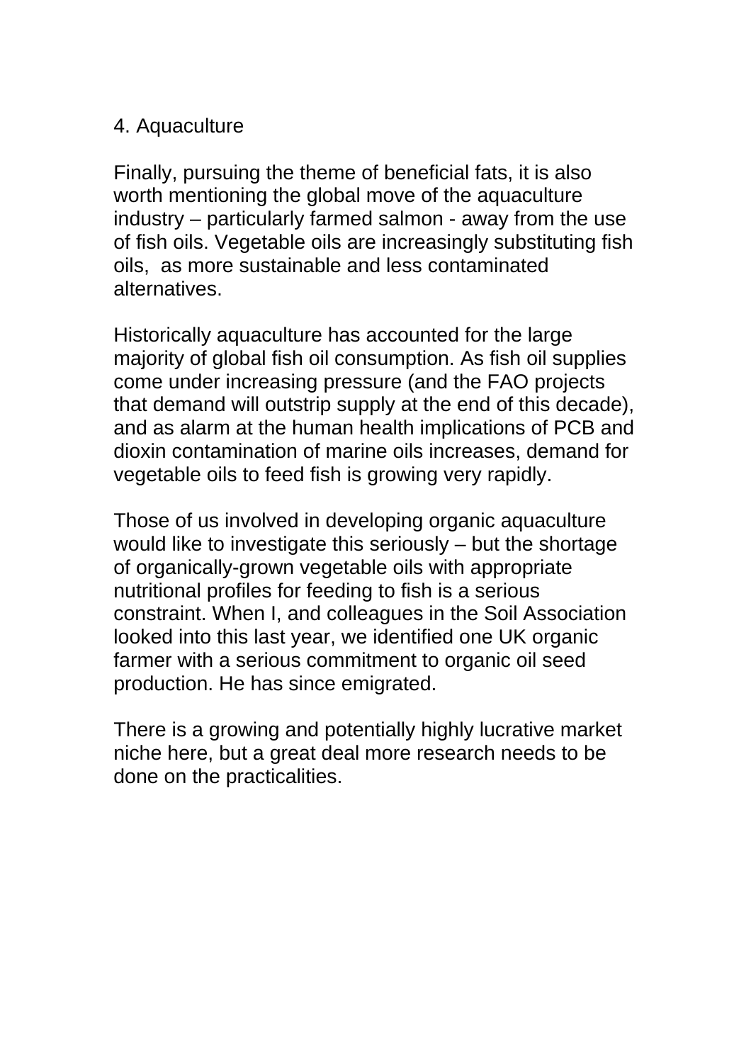## 4. Aquaculture

Finally, pursuing the theme of beneficial fats, it is also worth mentioning the global move of the aquaculture industry – particularly farmed salmon - away from the use of fish oils. Vegetable oils are increasingly substituting fish oils, as more sustainable and less contaminated alternatives.

Historically aquaculture has accounted for the large majority of global fish oil consumption. As fish oil supplies come under increasing pressure (and the FAO projects that demand will outstrip supply at the end of this decade), and as alarm at the human health implications of PCB and dioxin contamination of marine oils increases, demand for vegetable oils to feed fish is growing very rapidly.

Those of us involved in developing organic aquaculture would like to investigate this seriously – but the shortage of organically-grown vegetable oils with appropriate nutritional profiles for feeding to fish is a serious constraint. When I, and colleagues in the Soil Association looked into this last year, we identified one UK organic farmer with a serious commitment to organic oil seed production. He has since emigrated.

There is a growing and potentially highly lucrative market niche here, but a great deal more research needs to be done on the practicalities.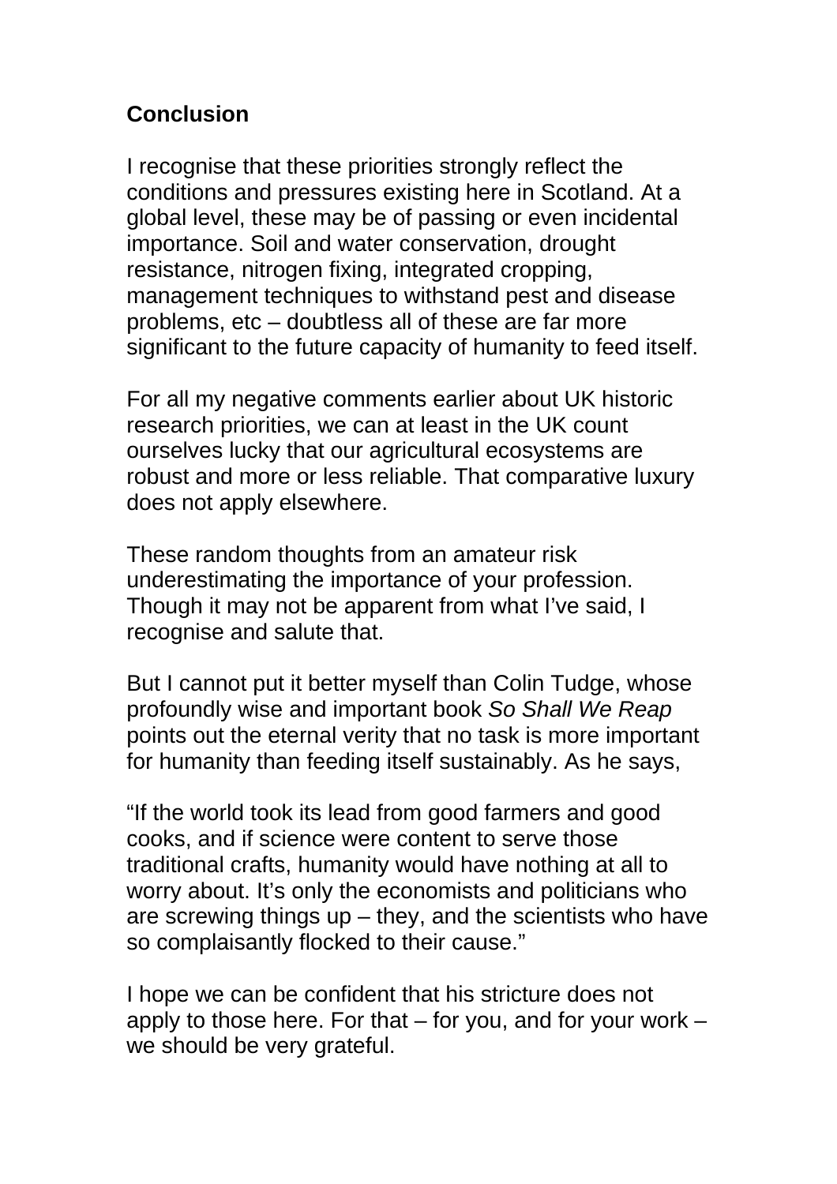## Conclusion

I recognise that these priorities strongly reflect the conditions and pressures existing here in Scotland. At a global level, these may be of passing or even incidental importance. Soil and water conservation, drought resistance, nitrogen fixing, integrated cropping, management techniques to withstand pest and disease problems, etc – doubtless all of these are far more significant to the future capacity of humanity to feed itself.

For all my negative comments earlier about UK historic research priorities, we can at least in the UK count ourselves lucky that our agricultural ecosystems are robust and more or less reliable. That comparative luxury does not apply elsewhere.

These random thoughts from an amateur risk underestimating the importance of your profession. Though it may not be apparent from what I've said, I recognise and salute that.

But I cannot put it better myself than Colin Tudge, whose profoundly wise and important book *So Shall We Reap* points out the eternal verity that no task is more important for humanity than feeding itself sustainably. As he says,

"If the world took its lead from good farmers and good cooks, and if science were content to serve those traditional crafts, humanity would have nothing at all to worry about. It's only the economists and politicians who are screwing things up – they, and the scientists who have so complaisantly flocked to their cause."

I hope we can be confident that his stricture does not apply to those here. For that – for you, and for your work – we should be very grateful.